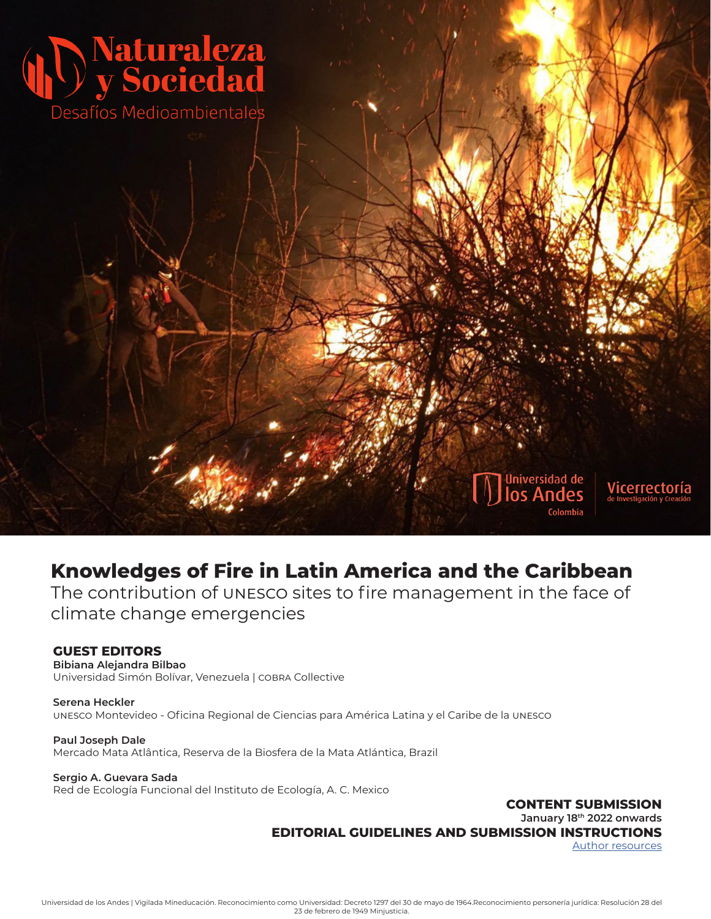# Naturaleza y Sociedad

Desafíos Medioambientales

Universidad de los Andes Colombia | Vicerrectoría de Investigación y Creación

## Knowledges of Fire in Latin America and the Caribbean

The contribution of UNESCO sites to fire management in the face of climate change emergencies

### GUEST EDITORS

**Bibiana Alejandra Bilbao**
Universidad Simón Bolívar, Venezuela | COBRA Collective

**Serena Heckler**
UNESCO Montevideo - Oficina Regional de Ciencias para América Latina y el Caribe de la UNESCO

**Paul Joseph Dale**
Mercado Mata Atlântica, Reserva de la Biosfera de la Mata Atlántica, Brazil

**Sergio A. Guevara Sada**
Red de Ecología Funcional del Instituto de Ecología, A. C. Mexico

**CONTENT SUBMISSION**
**January 18th 2022 onwards**

**EDITORIAL GUIDELINES AND SUBMISSION INSTRUCTIONS**
Author resources

Universidad de los Andes | Vigilada Mineducación. Reconocimiento como Universidad: Decreto 1297 del 30 de mayo de 1964.Reconocimiento personería jurídica: Resolución 28 del 23 de febrero de 1949 Minjusticia.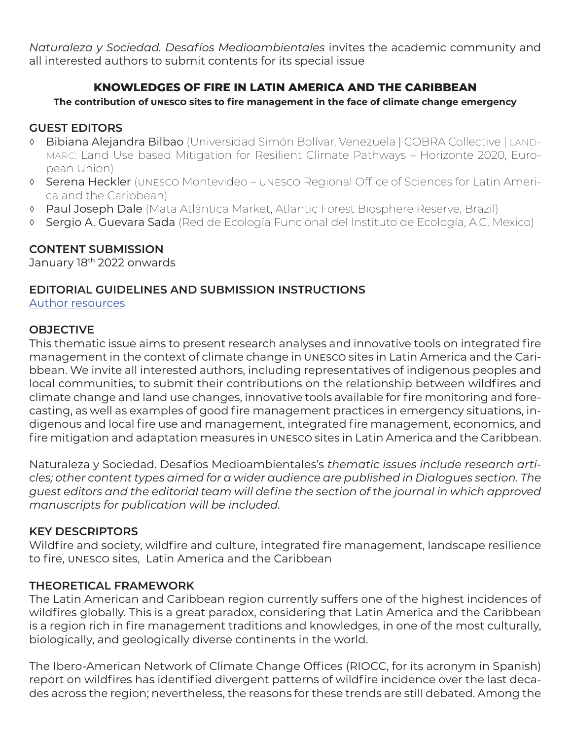*Naturaleza y Sociedad. Desafíos Medioambientales* invites the academic community and all interested authors to submit contents for its special issue

## KNOWLEDGES OF FIRE IN LATIN AMERICA AND THE CARIBBEAN

**The contribution of UNESCO sites to fire management in the face of climate change emergency**

### GUEST EDITORS

- Bibiana Alejandra Bilbao (Universidad Simón Bolívar, Venezuela | COBRA Collective | LAND-MARC: Land Use based Mitigation for Resilient Climate Pathways – Horizonte 2020, European Union)
- Serena Heckler (UNESCO Montevideo – UNESCO Regional Office of Sciences for Latin America and the Caribbean)
- Paul Joseph Dale (Mata Atlântica Market, Atlantic Forest Biosphere Reserve, Brazil)
- Sergio A. Guevara Sada (Red de Ecología Funcional del Instituto de Ecología, A.C. Mexico)

### CONTENT SUBMISSION

January 18th 2022 onwards

### EDITORIAL GUIDELINES AND SUBMISSION INSTRUCTIONS

Author resources

### OBJECTIVE

This thematic issue aims to present research analyses and innovative tools on integrated fire management in the context of climate change in UNESCO sites in Latin America and the Caribbean. We invite all interested authors, including representatives of indigenous peoples and local communities, to submit their contributions on the relationship between wildfires and climate change and land use changes, innovative tools available for fire monitoring and forecasting, as well as examples of good fire management practices in emergency situations, indigenous and local fire use and management, integrated fire management, economics, and fire mitigation and adaptation measures in UNESCO sites in Latin America and the Caribbean.

Naturaleza y Sociedad. Desafíos Medioambientales's *thematic issues include research articles; other content types aimed for a wider audience are published in Dialogues section. The guest editors and the editorial team will define the section of the journal in which approved manuscripts for publication will be included.*

### KEY DESCRIPTORS

Wildfire and society, wildfire and culture, integrated fire management, landscape resilience to fire, UNESCO sites, Latin America and the Caribbean

### THEORETICAL FRAMEWORK

The Latin American and Caribbean region currently suffers one of the highest incidences of wildfires globally. This is a great paradox, considering that Latin America and the Caribbean is a region rich in fire management traditions and knowledges, in one of the most culturally, biologically, and geologically diverse continents in the world.

The Ibero-American Network of Climate Change Offices (RIOCC, for its acronym in Spanish) report on wildfires has identified divergent patterns of wildfire incidence over the last decades across the region; nevertheless, the reasons for these trends are still debated. Among the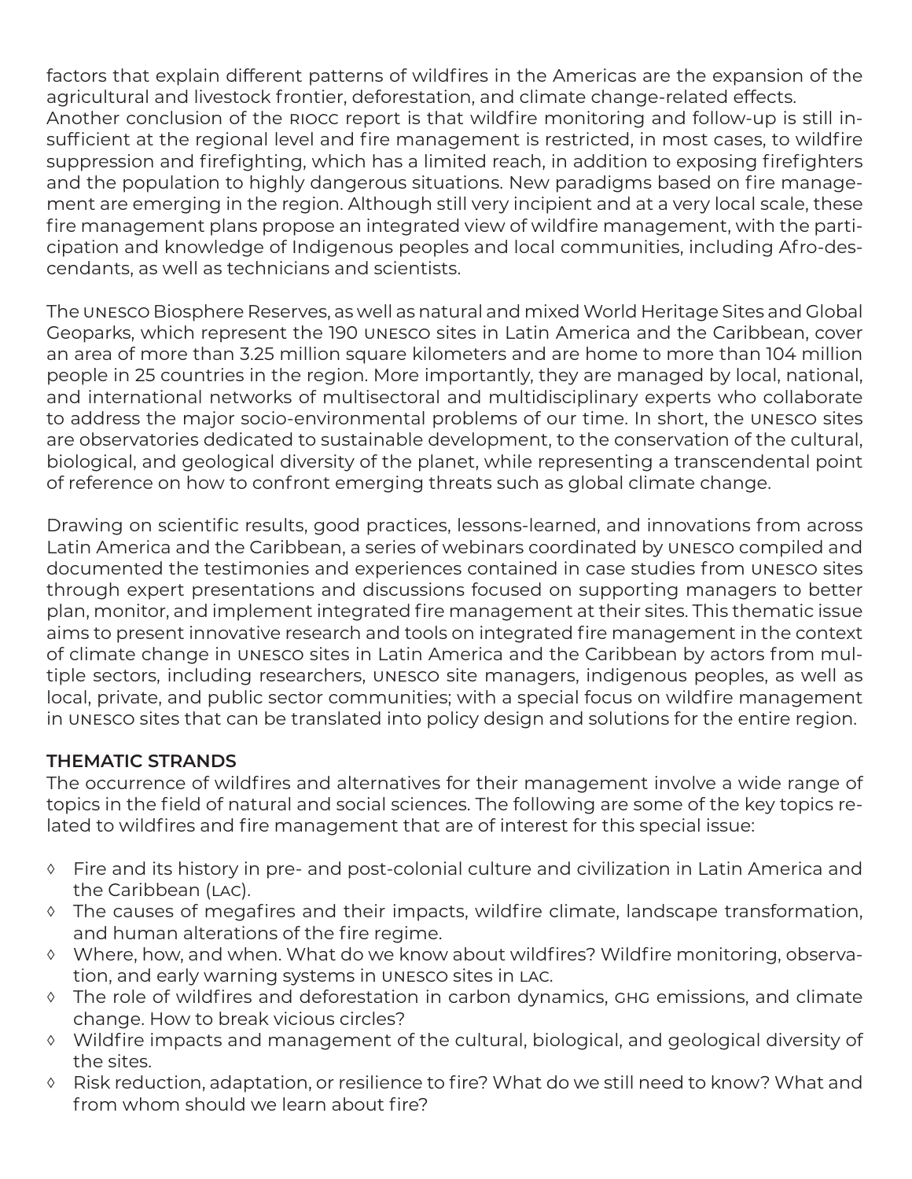factors that explain different patterns of wildfires in the Americas are the expansion of the agricultural and livestock frontier, deforestation, and climate change-related effects. Another conclusion of the RIOCC report is that wildfire monitoring and follow-up is still insufficient at the regional level and fire management is restricted, in most cases, to wildfire suppression and firefighting, which has a limited reach, in addition to exposing firefighters and the population to highly dangerous situations. New paradigms based on fire management are emerging in the region. Although still very incipient and at a very local scale, these fire management plans propose an integrated view of wildfire management, with the participation and knowledge of Indigenous peoples and local communities, including Afro-descendants, as well as technicians and scientists.

The UNESCO Biosphere Reserves, as well as natural and mixed World Heritage Sites and Global Geoparks, which represent the 190 UNESCO sites in Latin America and the Caribbean, cover an area of more than 3.25 million square kilometers and are home to more than 104 million people in 25 countries in the region. More importantly, they are managed by local, national, and international networks of multisectoral and multidisciplinary experts who collaborate to address the major socio-environmental problems of our time. In short, the UNESCO sites are observatories dedicated to sustainable development, to the conservation of the cultural, biological, and geological diversity of the planet, while representing a transcendental point of reference on how to confront emerging threats such as global climate change.

Drawing on scientific results, good practices, lessons-learned, and innovations from across Latin America and the Caribbean, a series of webinars coordinated by UNESCO compiled and documented the testimonies and experiences contained in case studies from UNESCO sites through expert presentations and discussions focused on supporting managers to better plan, monitor, and implement integrated fire management at their sites. This thematic issue aims to present innovative research and tools on integrated fire management in the context of climate change in UNESCO sites in Latin America and the Caribbean by actors from multiple sectors, including researchers, UNESCO site managers, indigenous peoples, as well as local, private, and public sector communities; with a special focus on wildfire management in UNESCO sites that can be translated into policy design and solutions for the entire region.

**THEMATIC STRANDS**

The occurrence of wildfires and alternatives for their management involve a wide range of topics in the field of natural and social sciences. The following are some of the key topics related to wildfires and fire management that are of interest for this special issue:

- Fire and its history in pre- and post-colonial culture and civilization in Latin America and the Caribbean (LAC).
- The causes of megafires and their impacts, wildfire climate, landscape transformation, and human alterations of the fire regime.
- Where, how, and when. What do we know about wildfires? Wildfire monitoring, observation, and early warning systems in UNESCO sites in LAC.
- The role of wildfires and deforestation in carbon dynamics, GHG emissions, and climate change. How to break vicious circles?
- Wildfire impacts and management of the cultural, biological, and geological diversity of the sites.
- Risk reduction, adaptation, or resilience to fire? What do we still need to know? What and from whom should we learn about fire?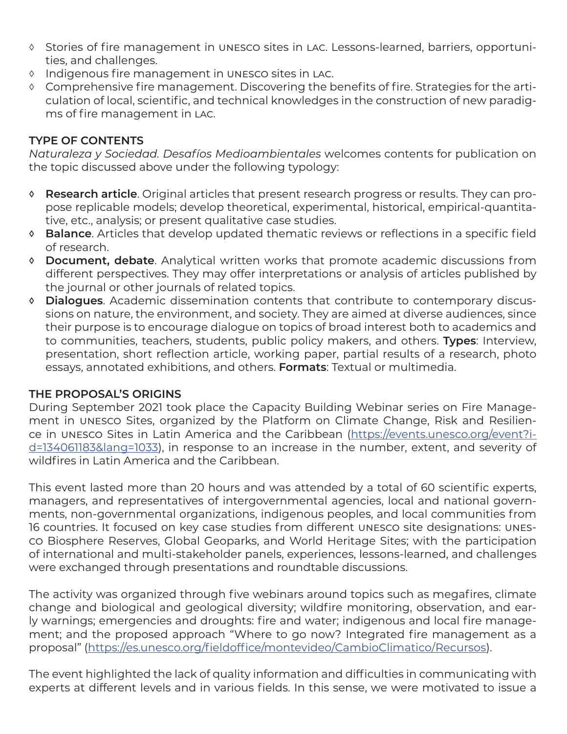- ◊ Stories of fire management in UNESCO sites in LAC. Lessons-learned, barriers, opportunities, and challenges.
- ◊ Indigenous fire management in UNESCO sites in LAC.
- ◊ Comprehensive fire management. Discovering the benefits of fire. Strategies for the articulation of local, scientific, and technical knowledges in the construction of new paradigms of fire management in LAC.

## TYPE OF CONTENTS

*Naturaleza y Sociedad. Desafíos Medioambientales* welcomes contents for publication on the topic discussed above under the following typology:

- ◊ **Research article**. Original articles that present research progress or results. They can propose replicable models; develop theoretical, experimental, historical, empirical-quantitative, etc., analysis; or present qualitative case studies.
- ◊ **Balance**. Articles that develop updated thematic reviews or reflections in a specific field of research.
- ◊ **Document, debate**. Analytical written works that promote academic discussions from different perspectives. They may offer interpretations or analysis of articles published by the journal or other journals of related topics.
- ◊ **Dialogues**. Academic dissemination contents that contribute to contemporary discussions on nature, the environment, and society. They are aimed at diverse audiences, since their purpose is to encourage dialogue on topics of broad interest both to academics and to communities, teachers, students, public policy makers, and others. **Types**: Interview, presentation, short reflection article, working paper, partial results of a research, photo essays, annotated exhibitions, and others. **Formats**: Textual or multimedia.

## THE PROPOSAL'S ORIGINS

During September 2021 took place the Capacity Building Webinar series on Fire Management in UNESCO Sites, organized by the Platform on Climate Change, Risk and Resilience in UNESCO Sites in Latin America and the Caribbean (https://events.unesco.org/event?id=134061183&lang=1033), in response to an increase in the number, extent, and severity of wildfires in Latin America and the Caribbean.

This event lasted more than 20 hours and was attended by a total of 60 scientific experts, managers, and representatives of intergovernmental agencies, local and national governments, non-governmental organizations, indigenous peoples, and local communities from 16 countries. It focused on key case studies from different UNESCO site designations: UNESCO Biosphere Reserves, Global Geoparks, and World Heritage Sites; with the participation of international and multi-stakeholder panels, experiences, lessons-learned, and challenges were exchanged through presentations and roundtable discussions.

The activity was organized through five webinars around topics such as megafires, climate change and biological and geological diversity; wildfire monitoring, observation, and early warnings; emergencies and droughts: fire and water; indigenous and local fire management; and the proposed approach "Where to go now? Integrated fire management as a proposal" (https://es.unesco.org/fieldoffice/montevideo/CambioClimatico/Recursos).

The event highlighted the lack of quality information and difficulties in communicating with experts at different levels and in various fields. In this sense, we were motivated to issue a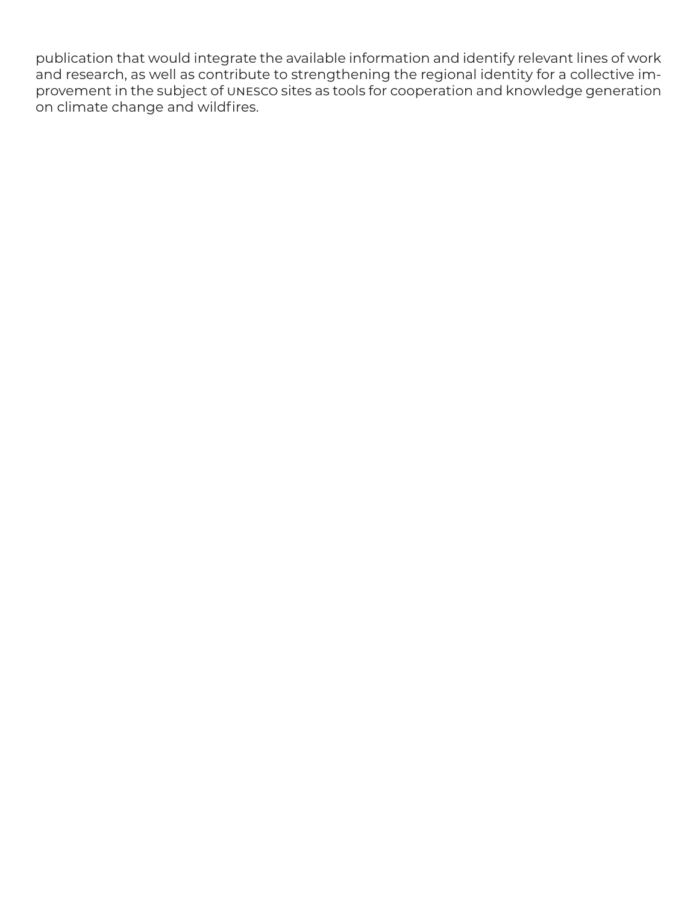publication that would integrate the available information and identify relevant lines of work and research, as well as contribute to strengthening the regional identity for a collective improvement in the subject of UNESCO sites as tools for cooperation and knowledge generation on climate change and wildfires.